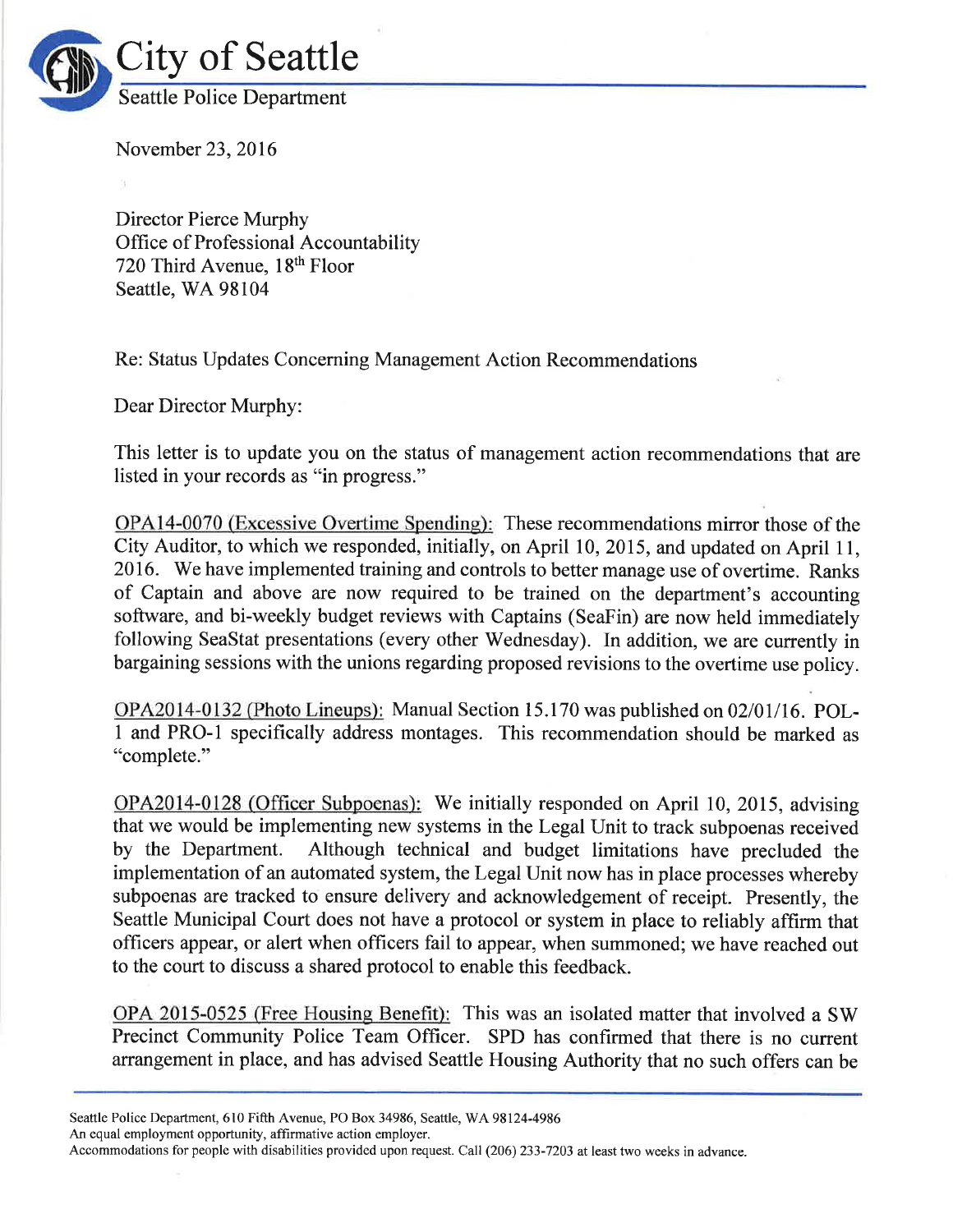# City of Seattle

Seattle Police Department

November 23, 2016

Director Pierce Murphy
Office of Professional Accountability
720 Third Avenue, 18th Floor
Seattle, WA 98104

Re: Status Updates Concerning Management Action Recommendations

Dear Director Murphy:

This letter is to update you on the status of management action recommendations that are listed in your records as "in progress."

<u>OPA14-0070 (Excessive Overtime Spending):</u> These recommendations mirror those of the City Auditor, to which we responded, initially, on April 10, 2015, and updated on April 11, 2016. We have implemented training and controls to better manage use of overtime. Ranks of Captain and above are now required to be trained on the department's accounting software, and bi-weekly budget reviews with Captains (SeaFin) are now held immediately following SeaStat presentations (every other Wednesday). In addition, we are currently in bargaining sessions with the unions regarding proposed revisions to the overtime use policy.

<u>OPA2014-0132 (Photo Lineups):</u> Manual Section 15.170 was published on 02/01/16. POL-1 and PRO-1 specifically address montages. This recommendation should be marked as "complete."

<u>OPA2014-0128 (Officer Subpoenas):</u> We initially responded on April 10, 2015, advising that we would be implementing new systems in the Legal Unit to track subpoenas received by the Department. Although technical and budget limitations have precluded the implementation of an automated system, the Legal Unit now has in place processes whereby subpoenas are tracked to ensure delivery and acknowledgement of receipt. Presently, the Seattle Municipal Court does not have a protocol or system in place to reliably affirm that officers appear, or alert when officers fail to appear, when summoned; we have reached out to the court to discuss a shared protocol to enable this feedback.

<u>OPA 2015-0525 (Free Housing Benefit):</u> This was an isolated matter that involved a SW Precinct Community Police Team Officer. SPD has confirmed that there is no current arrangement in place, and has advised Seattle Housing Authority that no such offers can be

Seattle Police Department, 610 Fifth Avenue, PO Box 34986, Seattle, WA 98124-4986
An equal employment opportunity, affirmative action employer.
Accommodations for people with disabilities provided upon request. Call (206) 233-7203 at least two weeks in advance.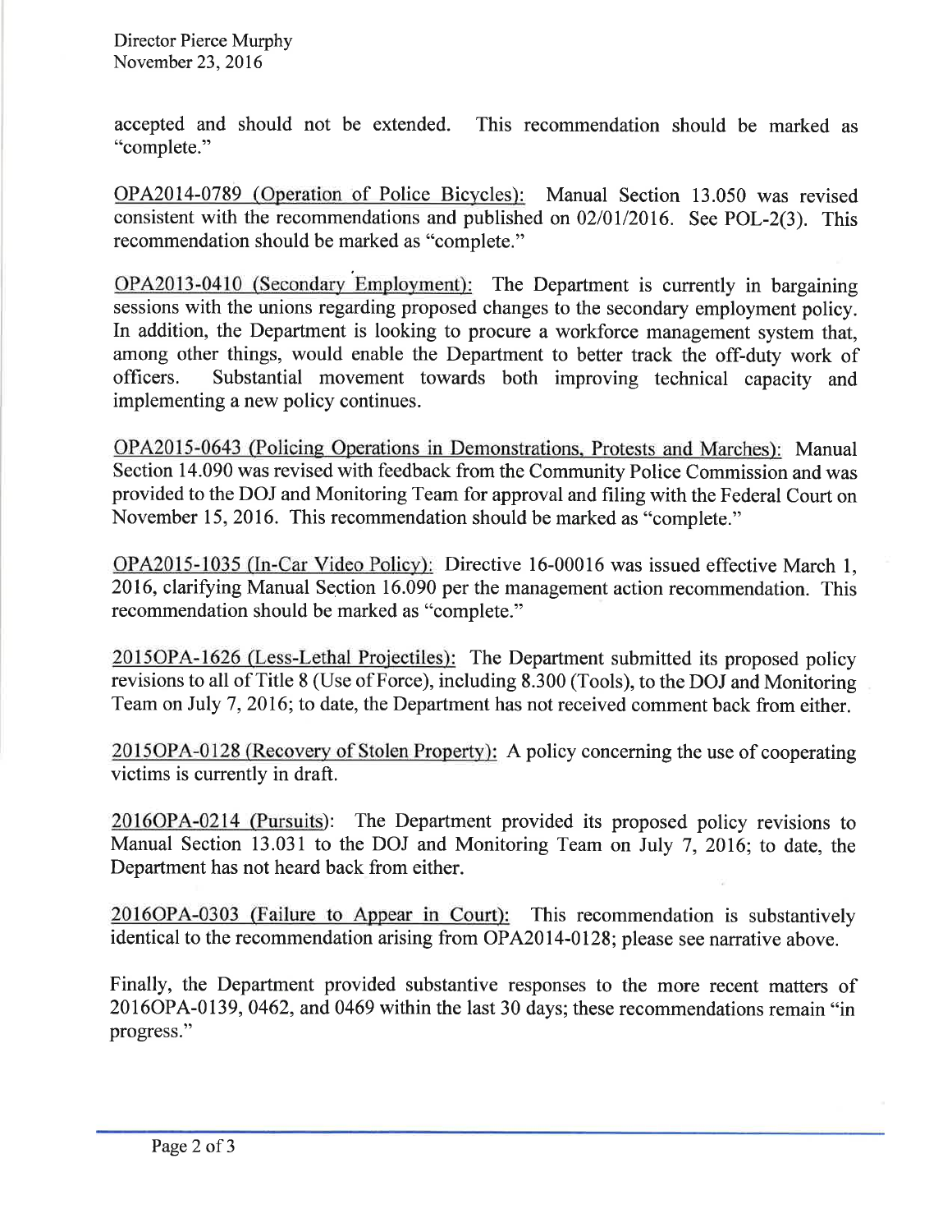accepted and should not be extended. This recommendation should be marked as "complete."

OPA2014-0789 (Operation of Police Bicycles): Manual Section 13.050 was revised consistent with the recommendations and published on 02/01/2016. See POL-2(3). This recommendation should be marked as "complete."

OPA2013-0410 (Secondary Employment): The Department is currently in bargaining sessions with the unions regarding proposed changes to the secondary employment policy. In addition, the Department is looking to procure a workforce management system that, among other things, would enable the Department to better track the off-duty work of officers. Substantial movement towards both improving technical capacity and implementing a new policy continues.

OPA2015-0643 (Policing Operations in Demonstrations, Protests and Marches): Manual Section 14.090 was revised with feedback from the Community Police Commission and was provided to the DOJ and Monitoring Team for approval and filing with the Federal Court on November 15, 2016. This recommendation should be marked as "complete."

OPA2015-1035 (In-Car Video Policy): Directive 16-00016 was issued effective March 1, 2016, clarifying Manual Section 16.090 per the management action recommendation. This recommendation should be marked as "complete."

2015OPA-1626 (Less-Lethal Projectiles): The Department submitted its proposed policy revisions to all of Title 8 (Use of Force), including 8.300 (Tools), to the DOJ and Monitoring Team on July 7, 2016; to date, the Department has not received comment back from either.

2015OPA-0128 (Recovery of Stolen Property): A policy concerning the use of cooperating victims is currently in draft.

2016OPA-0214 (Pursuits): The Department provided its proposed policy revisions to Manual Section 13.031 to the DOJ and Monitoring Team on July 7, 2016; to date, the Department has not heard back from either.

2016OPA-0303 (Failure to Appear in Court): This recommendation is substantively identical to the recommendation arising from OPA2014-0128; please see narrative above.

Finally, the Department provided substantive responses to the more recent matters of 2016OPA-0139, 0462, and 0469 within the last 30 days; these recommendations remain "in progress."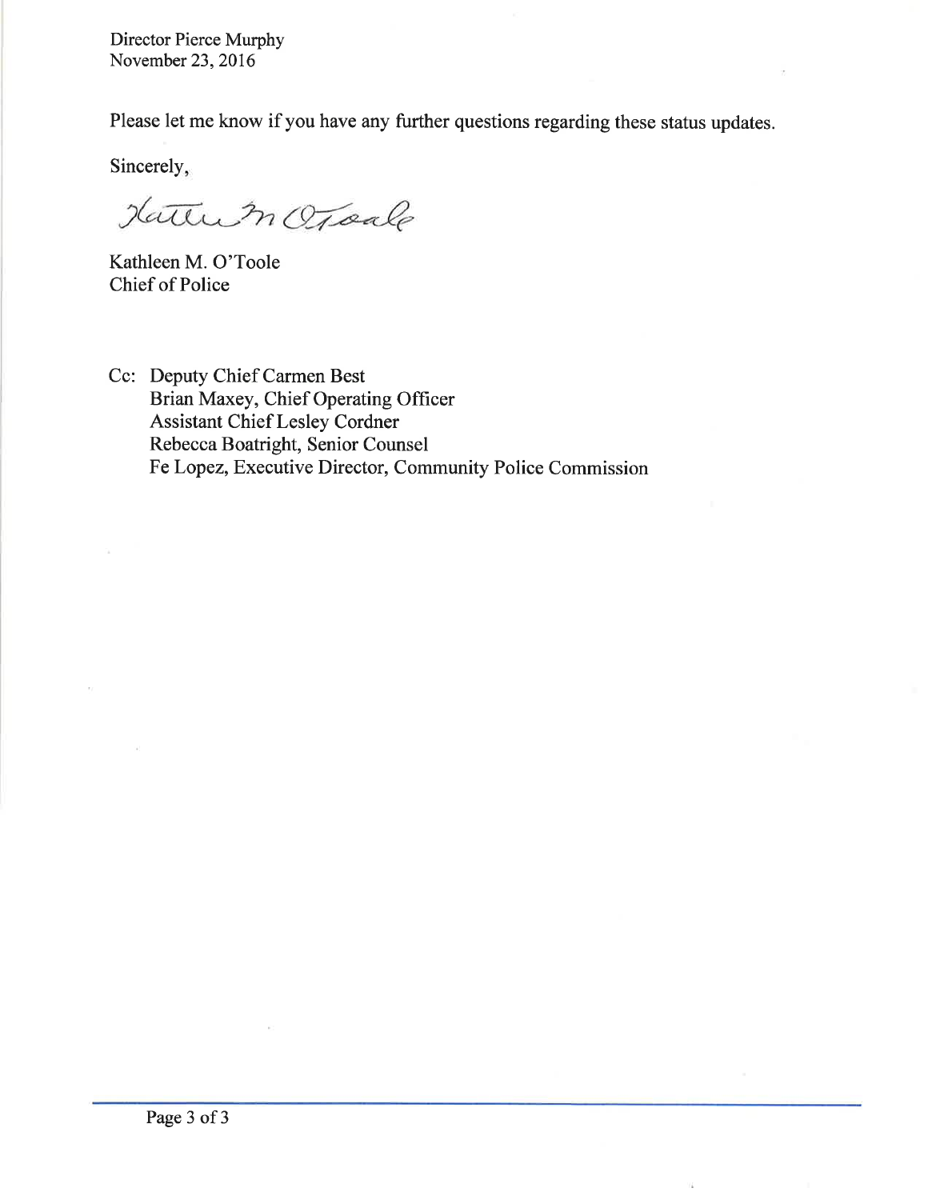Director Pierce Murphy
November 23, 2016

Please let me know if you have any further questions regarding these status updates.

Sincerely,

Kathleen M. O'Toole

Kathleen M. O'Toole
Chief of Police

Cc: Deputy Chief Carmen Best
Brian Maxey, Chief Operating Officer
Assistant Chief Lesley Cordner
Rebecca Boatright, Senior Counsel
Fe Lopez, Executive Director, Community Police Commission